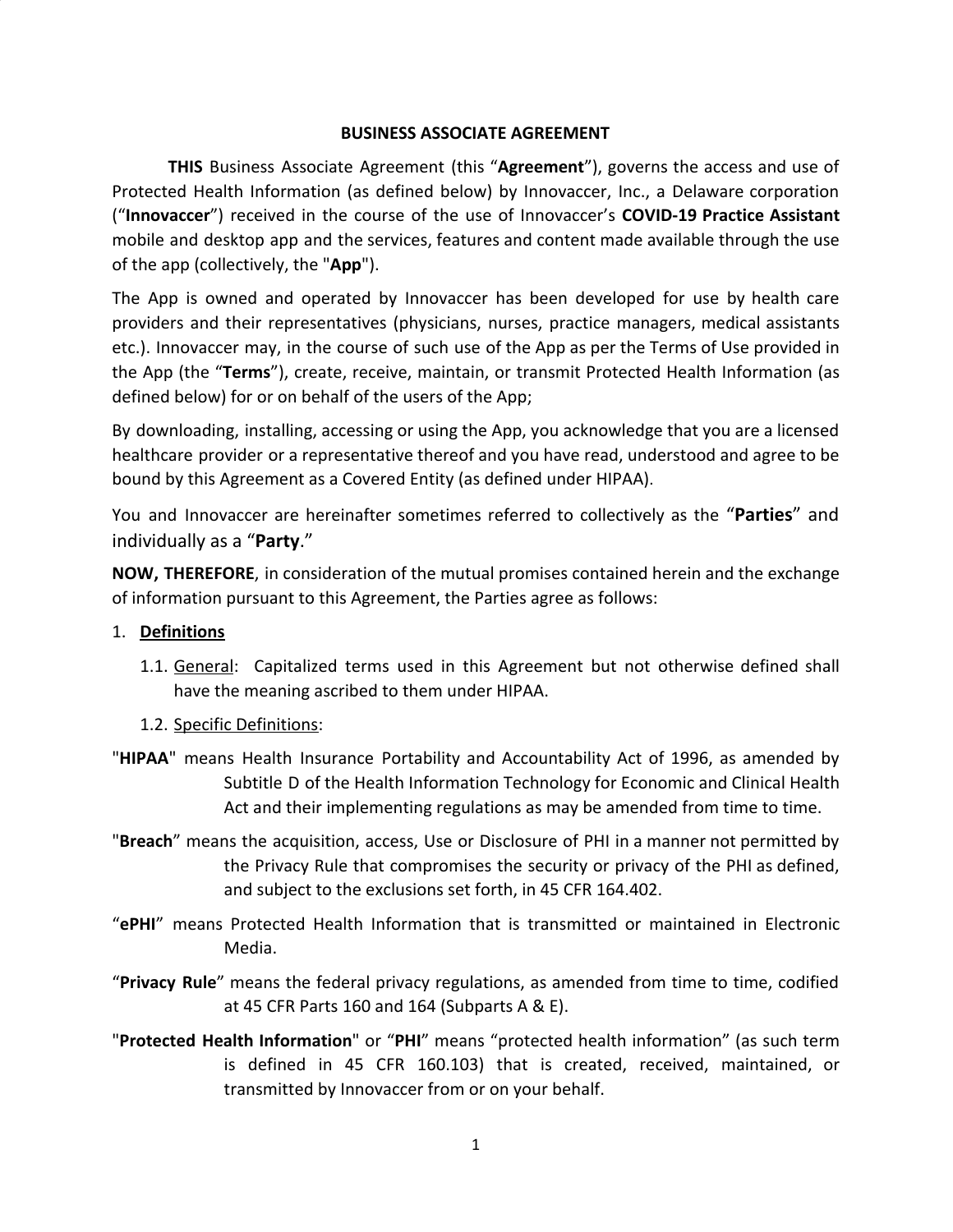# BUSINESS ASSOCIATE AGREEMENT

**THIS** Business Associate Agreement (this "**Agreement**"), governs the access and use of Protected Health Information (as defined below) by Innovaccer, Inc., a Delaware corporation ("**Innovaccer**") received in the course of the use of Innovaccer's **COVID-19 Practice Assistant** mobile and desktop app and the services, features and content made available through the use of the app (collectively, the "**App**").

The App is owned and operated by Innovaccer has been developed for use by health care providers and their representatives (physicians, nurses, practice managers, medical assistants etc.). Innovaccer may, in the course of such use of the App as per the Terms of Use provided in the App (the "**Terms**"), create, receive, maintain, or transmit Protected Health Information (as defined below) for or on behalf of the users of the App;

By downloading, installing, accessing or using the App, you acknowledge that you are a licensed healthcare provider or a representative thereof and you have read, understood and agree to be bound by this Agreement as a Covered Entity (as defined under HIPAA).

You and Innovaccer are hereinafter sometimes referred to collectively as the "**Parties**" and individually as a "**Party**."

**NOW, THEREFORE**, in consideration of the mutual promises contained herein and the exchange of information pursuant to this Agreement, the Parties agree as follows:

1. **Definitions**

   1.1. General: Capitalized terms used in this Agreement but not otherwise defined shall have the meaning ascribed to them under HIPAA.

   1.2. Specific Definitions:

"**HIPAA**" means Health Insurance Portability and Accountability Act of 1996, as amended by Subtitle D of the Health Information Technology for Economic and Clinical Health Act and their implementing regulations as may be amended from time to time.

"**Breach**" means the acquisition, access, Use or Disclosure of PHI in a manner not permitted by the Privacy Rule that compromises the security or privacy of the PHI as defined, and subject to the exclusions set forth, in 45 CFR 164.402.

"**ePHI**" means Protected Health Information that is transmitted or maintained in Electronic Media.

"**Privacy Rule**" means the federal privacy regulations, as amended from time to time, codified at 45 CFR Parts 160 and 164 (Subparts A & E).

"**Protected Health Information**" or "**PHI**" means "protected health information" (as such term is defined in 45 CFR 160.103) that is created, received, maintained, or transmitted by Innovaccer from or on your behalf.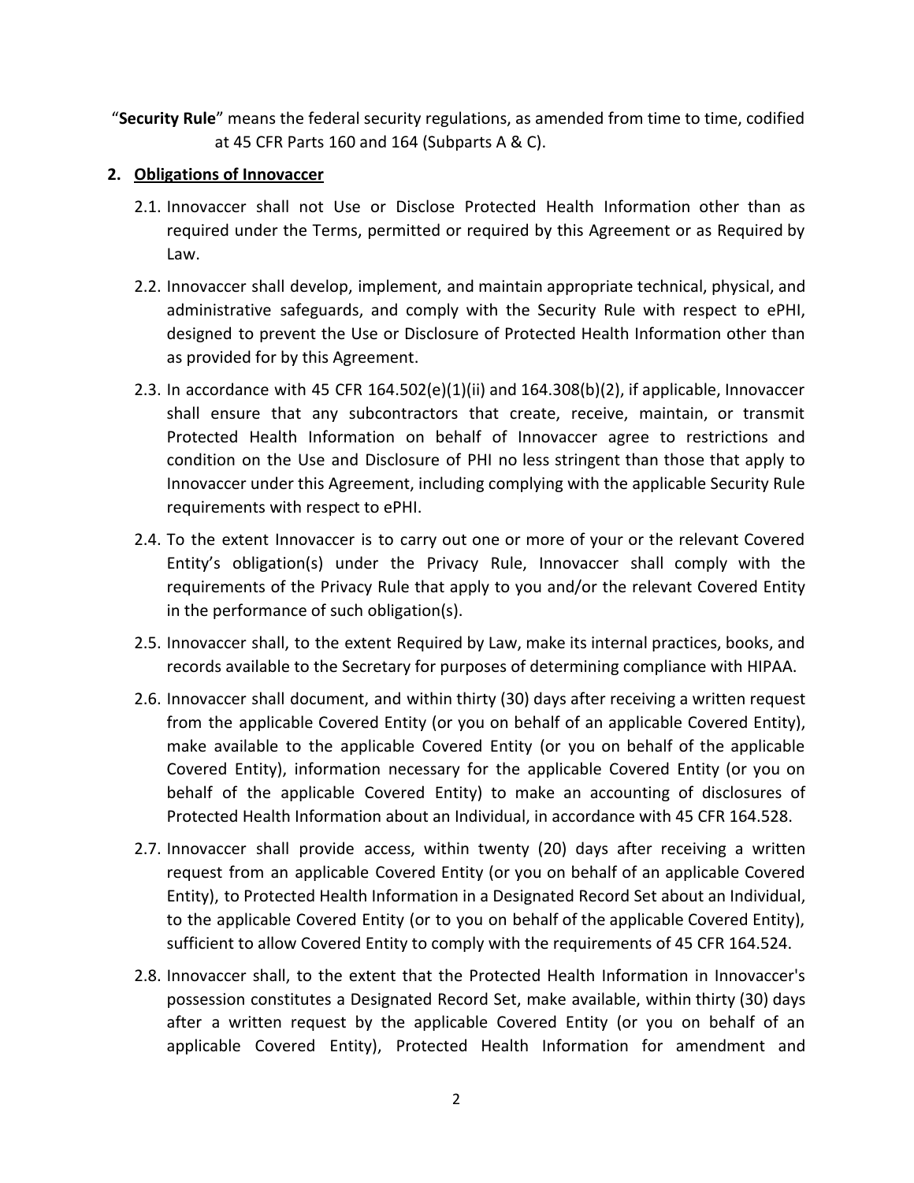"**Security Rule**" means the federal security regulations, as amended from time to time, codified at 45 CFR Parts 160 and 164 (Subparts A & C).

2. **Obligations of Innovaccer**

   2.1. Innovaccer shall not Use or Disclose Protected Health Information other than as required under the Terms, permitted or required by this Agreement or as Required by Law.

   2.2. Innovaccer shall develop, implement, and maintain appropriate technical, physical, and administrative safeguards, and comply with the Security Rule with respect to ePHI, designed to prevent the Use or Disclosure of Protected Health Information other than as provided for by this Agreement.

   2.3. In accordance with 45 CFR 164.502(e)(1)(ii) and 164.308(b)(2), if applicable, Innovaccer shall ensure that any subcontractors that create, receive, maintain, or transmit Protected Health Information on behalf of Innovaccer agree to restrictions and condition on the Use and Disclosure of PHI no less stringent than those that apply to Innovaccer under this Agreement, including complying with the applicable Security Rule requirements with respect to ePHI.

   2.4. To the extent Innovaccer is to carry out one or more of your or the relevant Covered Entity's obligation(s) under the Privacy Rule, Innovaccer shall comply with the requirements of the Privacy Rule that apply to you and/or the relevant Covered Entity in the performance of such obligation(s).

   2.5. Innovaccer shall, to the extent Required by Law, make its internal practices, books, and records available to the Secretary for purposes of determining compliance with HIPAA.

   2.6. Innovaccer shall document, and within thirty (30) days after receiving a written request from the applicable Covered Entity (or you on behalf of an applicable Covered Entity), make available to the applicable Covered Entity (or you on behalf of the applicable Covered Entity), information necessary for the applicable Covered Entity (or you on behalf of the applicable Covered Entity) to make an accounting of disclosures of Protected Health Information about an Individual, in accordance with 45 CFR 164.528.

   2.7. Innovaccer shall provide access, within twenty (20) days after receiving a written request from an applicable Covered Entity (or you on behalf of an applicable Covered Entity), to Protected Health Information in a Designated Record Set about an Individual, to the applicable Covered Entity (or to you on behalf of the applicable Covered Entity), sufficient to allow Covered Entity to comply with the requirements of 45 CFR 164.524.

   2.8. Innovaccer shall, to the extent that the Protected Health Information in Innovaccer's possession constitutes a Designated Record Set, make available, within thirty (30) days after a written request by the applicable Covered Entity (or you on behalf of an applicable Covered Entity), Protected Health Information for amendment and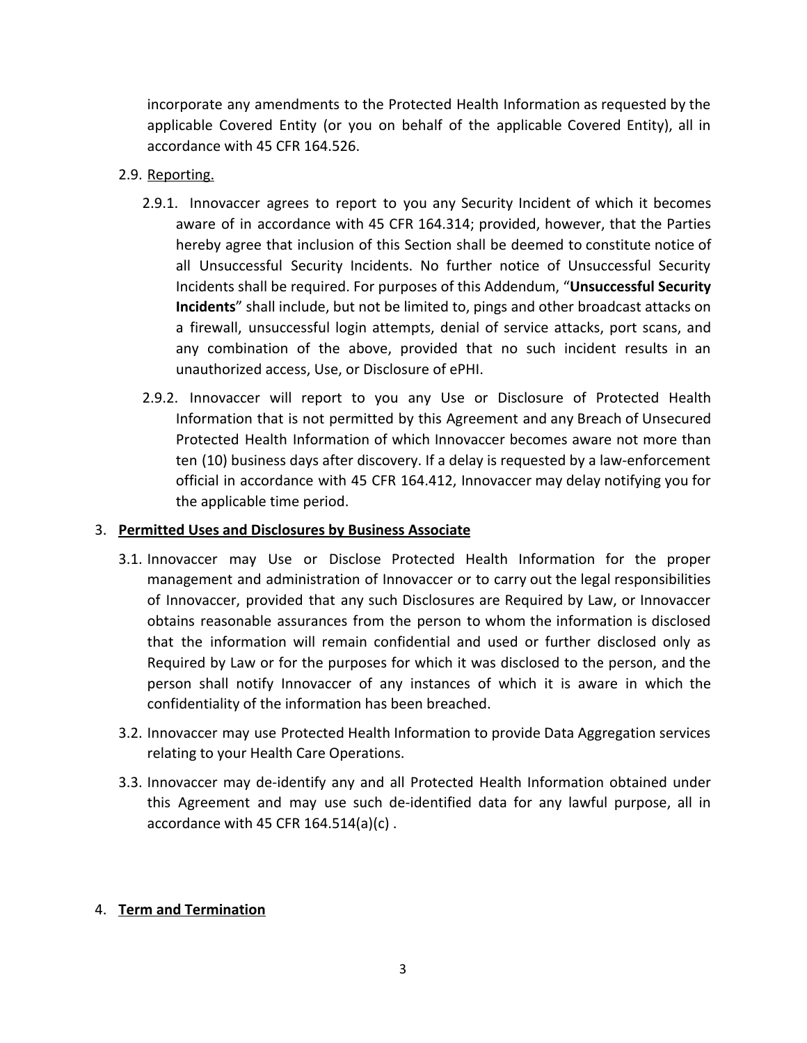incorporate any amendments to the Protected Health Information as requested by the applicable Covered Entity (or you on behalf of the applicable Covered Entity), all in accordance with 45 CFR 164.526.

2.9. Reporting.

2.9.1. Innovaccer agrees to report to you any Security Incident of which it becomes aware of in accordance with 45 CFR 164.314; provided, however, that the Parties hereby agree that inclusion of this Section shall be deemed to constitute notice of all Unsuccessful Security Incidents. No further notice of Unsuccessful Security Incidents shall be required. For purposes of this Addendum, "**Unsuccessful Security Incidents**" shall include, but not be limited to, pings and other broadcast attacks on a firewall, unsuccessful login attempts, denial of service attacks, port scans, and any combination of the above, provided that no such incident results in an unauthorized access, Use, or Disclosure of ePHI.

2.9.2. Innovaccer will report to you any Use or Disclosure of Protected Health Information that is not permitted by this Agreement and any Breach of Unsecured Protected Health Information of which Innovaccer becomes aware not more than ten (10) business days after discovery. If a delay is requested by a law-enforcement official in accordance with 45 CFR 164.412, Innovaccer may delay notifying you for the applicable time period.

3. **Permitted Uses and Disclosures by Business Associate**

3.1. Innovaccer may Use or Disclose Protected Health Information for the proper management and administration of Innovaccer or to carry out the legal responsibilities of Innovaccer, provided that any such Disclosures are Required by Law, or Innovaccer obtains reasonable assurances from the person to whom the information is disclosed that the information will remain confidential and used or further disclosed only as Required by Law or for the purposes for which it was disclosed to the person, and the person shall notify Innovaccer of any instances of which it is aware in which the confidentiality of the information has been breached.

3.2. Innovaccer may use Protected Health Information to provide Data Aggregation services relating to your Health Care Operations.

3.3. Innovaccer may de-identify any and all Protected Health Information obtained under this Agreement and may use such de-identified data for any lawful purpose, all in accordance with 45 CFR 164.514(a)(c) .

4. **Term and Termination**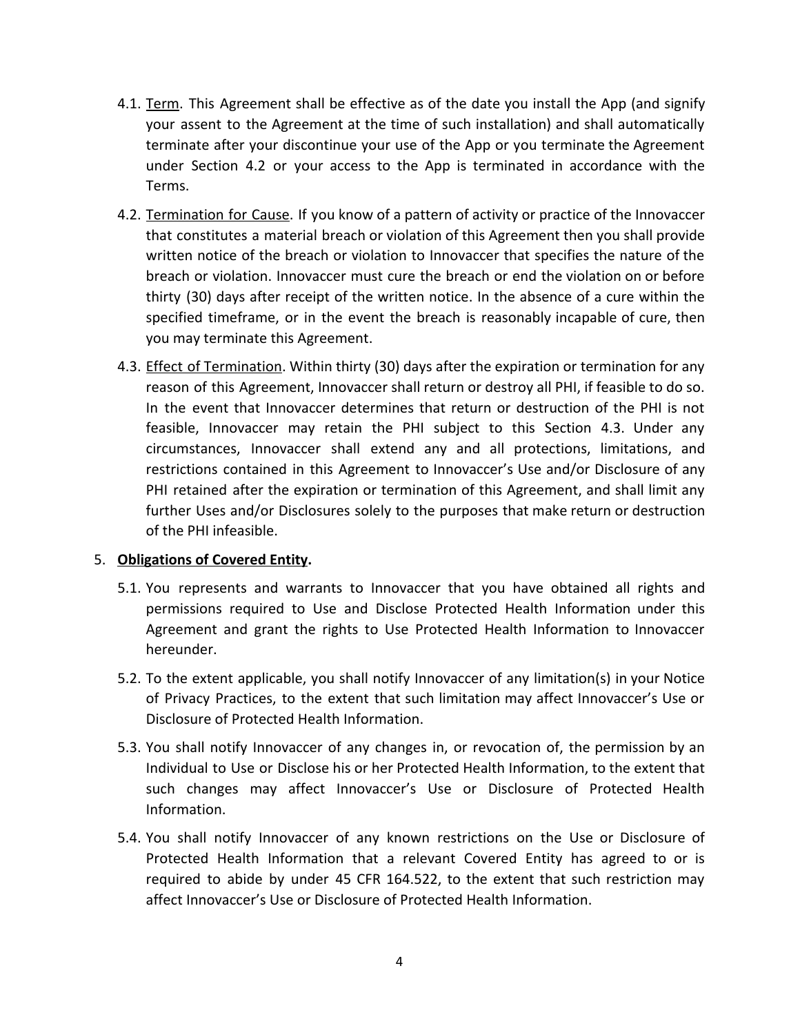4.1. Term. This Agreement shall be effective as of the date you install the App (and signify your assent to the Agreement at the time of such installation) and shall automatically terminate after your discontinue your use of the App or you terminate the Agreement under Section 4.2 or your access to the App is terminated in accordance with the Terms.

4.2. Termination for Cause. If you know of a pattern of activity or practice of the Innovaccer that constitutes a material breach or violation of this Agreement then you shall provide written notice of the breach or violation to Innovaccer that specifies the nature of the breach or violation. Innovaccer must cure the breach or end the violation on or before thirty (30) days after receipt of the written notice. In the absence of a cure within the specified timeframe, or in the event the breach is reasonably incapable of cure, then you may terminate this Agreement.

4.3. Effect of Termination. Within thirty (30) days after the expiration or termination for any reason of this Agreement, Innovaccer shall return or destroy all PHI, if feasible to do so. In the event that Innovaccer determines that return or destruction of the PHI is not feasible, Innovaccer may retain the PHI subject to this Section 4.3. Under any circumstances, Innovaccer shall extend any and all protections, limitations, and restrictions contained in this Agreement to Innovaccer's Use and/or Disclosure of any PHI retained after the expiration or termination of this Agreement, and shall limit any further Uses and/or Disclosures solely to the purposes that make return or destruction of the PHI infeasible.

5. **Obligations of Covered Entity.**

5.1. You represents and warrants to Innovaccer that you have obtained all rights and permissions required to Use and Disclose Protected Health Information under this Agreement and grant the rights to Use Protected Health Information to Innovaccer hereunder.

5.2. To the extent applicable, you shall notify Innovaccer of any limitation(s) in your Notice of Privacy Practices, to the extent that such limitation may affect Innovaccer's Use or Disclosure of Protected Health Information.

5.3. You shall notify Innovaccer of any changes in, or revocation of, the permission by an Individual to Use or Disclose his or her Protected Health Information, to the extent that such changes may affect Innovaccer's Use or Disclosure of Protected Health Information.

5.4. You shall notify Innovaccer of any known restrictions on the Use or Disclosure of Protected Health Information that a relevant Covered Entity has agreed to or is required to abide by under 45 CFR 164.522, to the extent that such restriction may affect Innovaccer's Use or Disclosure of Protected Health Information.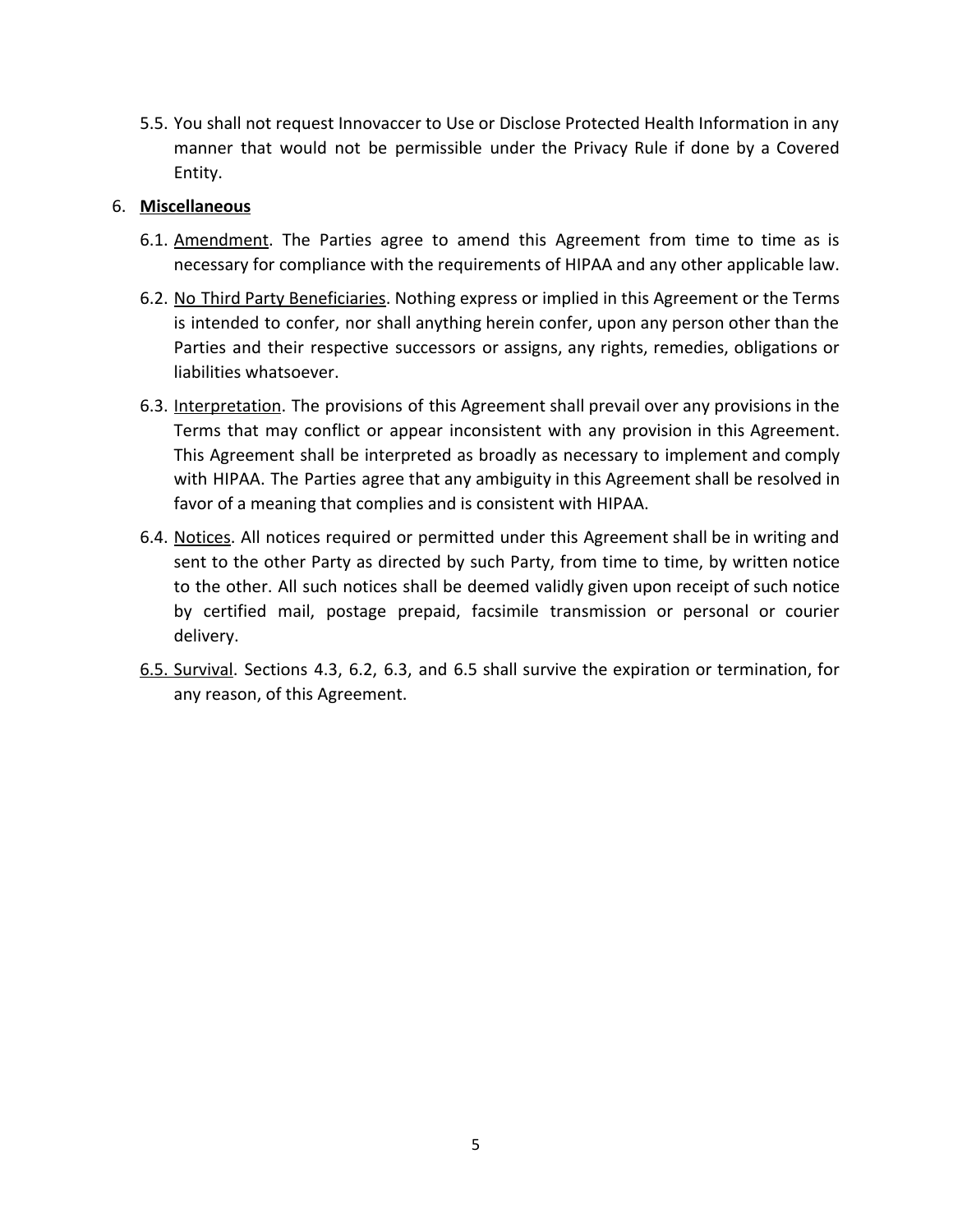5.5. You shall not request Innovaccer to Use or Disclose Protected Health Information in any manner that would not be permissible under the Privacy Rule if done by a Covered Entity.

6. **Miscellaneous**

6.1. Amendment. The Parties agree to amend this Agreement from time to time as is necessary for compliance with the requirements of HIPAA and any other applicable law.

6.2. No Third Party Beneficiaries. Nothing express or implied in this Agreement or the Terms is intended to confer, nor shall anything herein confer, upon any person other than the Parties and their respective successors or assigns, any rights, remedies, obligations or liabilities whatsoever.

6.3. Interpretation. The provisions of this Agreement shall prevail over any provisions in the Terms that may conflict or appear inconsistent with any provision in this Agreement. This Agreement shall be interpreted as broadly as necessary to implement and comply with HIPAA. The Parties agree that any ambiguity in this Agreement shall be resolved in favor of a meaning that complies and is consistent with HIPAA.

6.4. Notices. All notices required or permitted under this Agreement shall be in writing and sent to the other Party as directed by such Party, from time to time, by written notice to the other. All such notices shall be deemed validly given upon receipt of such notice by certified mail, postage prepaid, facsimile transmission or personal or courier delivery.

6.5. Survival. Sections 4.3, 6.2, 6.3, and 6.5 shall survive the expiration or termination, for any reason, of this Agreement.